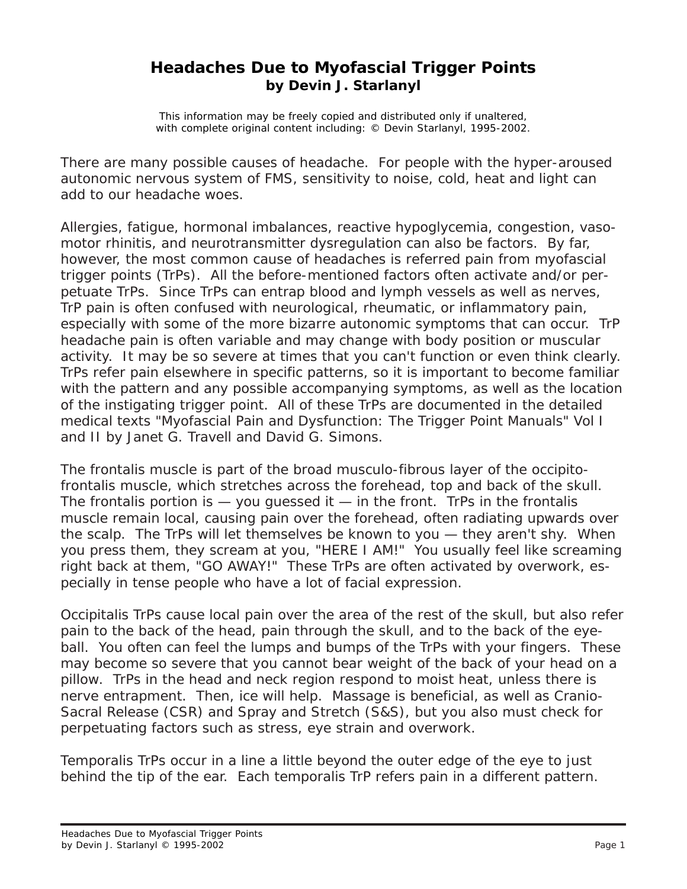# Headaches Due to Myofascial Trigger Points

**by Devin J. Starlanyl**

This information may be freely copied and distributed only if unaltered, with complete original content including: © Devin Starlanyl, 1995-2002.

There are many possible causes of headache. For people with the hyper-aroused autonomic nervous system of FMS, sensitivity to noise, cold, heat and light can add to our headache woes.

Allergies, fatigue, hormonal imbalances, reactive hypoglycemia, congestion, vasomotor rhinitis, and neurotransmitter dysregulation can also be factors. By far, however, the most common cause of headaches is referred pain from myofascial trigger points (TrPs). All the before-mentioned factors often activate and/or perpetuate TrPs. Since TrPs can entrap blood and lymph vessels as well as nerves, TrP pain is often confused with neurological, rheumatic, or inflammatory pain, especially with some of the more bizarre autonomic symptoms that can occur. TrP headache pain is often variable and may change with body position or muscular activity. It may be so severe at times that you can't function or even think clearly. TrPs refer pain elsewhere in specific patterns, so it is important to become familiar with the pattern and any possible accompanying symptoms, as well as the location of the instigating trigger point. All of these TrPs are documented in the detailed medical texts "Myofascial Pain and Dysfunction: The Trigger Point Manuals" Vol I and II by Janet G. Travell and David G. Simons.

The frontalis muscle is part of the broad musculo-fibrous layer of the occipito-frontalis muscle, which stretches across the forehead, top and back of the skull. The frontalis portion is — you guessed it — in the front. TrPs in the frontalis muscle remain local, causing pain over the forehead, often radiating upwards over the scalp. The TrPs will let themselves be known to you — they aren't shy. When you press them, they scream at you, "HERE I AM!" You usually feel like screaming right back at them, "GO AWAY!" These TrPs are often activated by overwork, especially in tense people who have a lot of facial expression.

Occipitalis TrPs cause local pain over the area of the rest of the skull, but also refer pain to the back of the head, pain through the skull, and to the back of the eyeball. You often can feel the lumps and bumps of the TrPs with your fingers. These may become so severe that you cannot bear weight of the back of your head on a pillow. TrPs in the head and neck region respond to moist heat, unless there is nerve entrapment. Then, ice will help. Massage is beneficial, as well as Cranio-Sacral Release (CSR) and Spray and Stretch (S&S), but you also must check for perpetuating factors such as stress, eye strain and overwork.

Temporalis TrPs occur in a line a little beyond the outer edge of the eye to just behind the tip of the ear. Each temporalis TrP refers pain in a different pattern.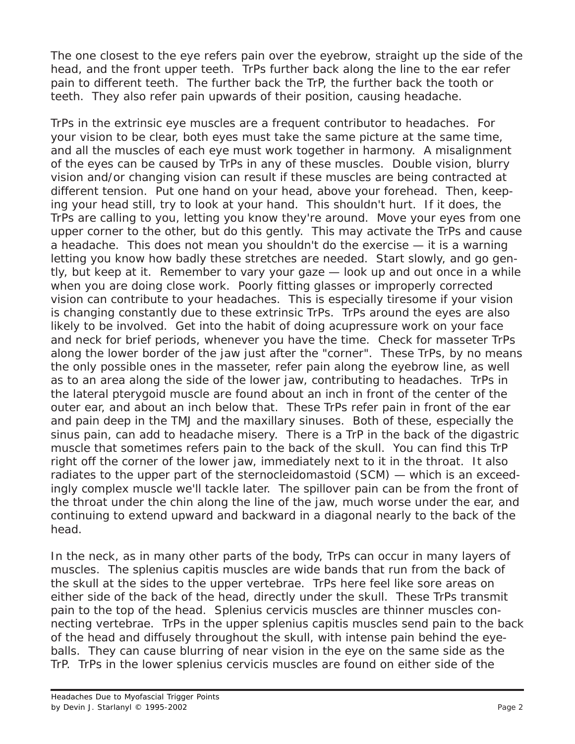The one closest to the eye refers pain over the eyebrow, straight up the side of the head, and the front upper teeth. TrPs further back along the line to the ear refer pain to different teeth. The further back the TrP, the further back the tooth or teeth. They also refer pain upwards of their position, causing headache.

TrPs in the extrinsic eye muscles are a frequent contributor to headaches. For your vision to be clear, both eyes must take the same picture at the same time, and all the muscles of each eye must work together in harmony. A misalignment of the eyes can be caused by TrPs in any of these muscles. Double vision, blurry vision and/or changing vision can result if these muscles are being contracted at different tension. Put one hand on your head, above your forehead. Then, keeping your head still, try to look at your hand. This shouldn't hurt. If it does, the TrPs are calling to you, letting you know they're around. Move your eyes from one upper corner to the other, but do this gently. This may activate the TrPs and cause a headache. This does not mean you shouldn't do the exercise — it is a warning letting you know how badly these stretches are needed. Start slowly, and go gently, but keep at it. Remember to vary your gaze — look up and out once in a while when you are doing close work. Poorly fitting glasses or improperly corrected vision can contribute to your headaches. This is especially tiresome if your vision is changing constantly due to these extrinsic TrPs. TrPs around the eyes are also likely to be involved. Get into the habit of doing acupressure work on your face and neck for brief periods, whenever you have the time. Check for masseter TrPs along the lower border of the jaw just after the "corner". These TrPs, by no means the only possible ones in the masseter, refer pain along the eyebrow line, as well as to an area along the side of the lower jaw, contributing to headaches. TrPs in the lateral pterygoid muscle are found about an inch in front of the center of the outer ear, and about an inch below that. These TrPs refer pain in front of the ear and pain deep in the TMJ and the maxillary sinuses. Both of these, especially the sinus pain, can add to headache misery. There is a TrP in the back of the digastric muscle that sometimes refers pain to the back of the skull. You can find this TrP right off the corner of the lower jaw, immediately next to it in the throat. It also radiates to the upper part of the sternocleidomastoid (SCM) — which is an exceedingly complex muscle we'll tackle later. The spillover pain can be from the front of the throat under the chin along the line of the jaw, much worse under the ear, and continuing to extend upward and backward in a diagonal nearly to the back of the head.

In the neck, as in many other parts of the body, TrPs can occur in many layers of muscles. The splenius capitis muscles are wide bands that run from the back of the skull at the sides to the upper vertebrae. TrPs here feel like sore areas on either side of the back of the head, directly under the skull. These TrPs transmit pain to the top of the head. Splenius cervicis muscles are thinner muscles connecting vertebrae. TrPs in the upper splenius capitis muscles send pain to the back of the head and diffusely throughout the skull, with intense pain behind the eyeballs. They can cause blurring of near vision in the eye on the same side as the TrP. TrPs in the lower splenius cervicis muscles are found on either side of the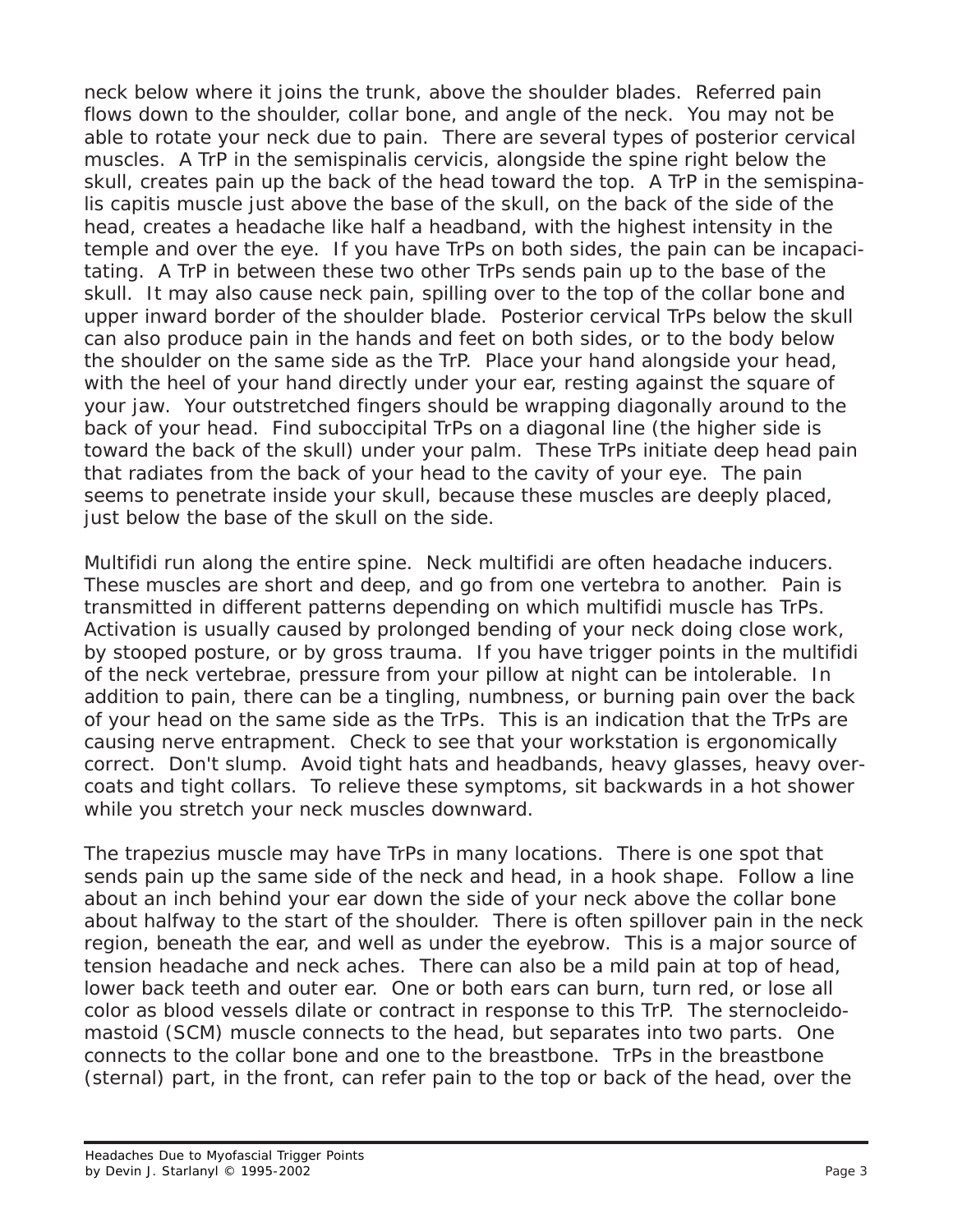neck below where it joins the trunk, above the shoulder blades. Referred pain flows down to the shoulder, collar bone, and angle of the neck. You may not be able to rotate your neck due to pain. There are several types of posterior cervical muscles. A TrP in the semispinalis cervicis, alongside the spine right below the skull, creates pain up the back of the head toward the top. A TrP in the semispinalis capitis muscle just above the base of the skull, on the back of the side of the head, creates a headache like half a headband, with the highest intensity in the temple and over the eye. If you have TrPs on both sides, the pain can be incapacitating. A TrP in between these two other TrPs sends pain up to the base of the skull. It may also cause neck pain, spilling over to the top of the collar bone and upper inward border of the shoulder blade. Posterior cervical TrPs below the skull can also produce pain in the hands and feet on both sides, or to the body below the shoulder on the same side as the TrP. Place your hand alongside your head, with the heel of your hand directly under your ear, resting against the square of your jaw. Your outstretched fingers should be wrapping diagonally around to the back of your head. Find suboccipital TrPs on a diagonal line (the higher side is toward the back of the skull) under your palm. These TrPs initiate deep head pain that radiates from the back of your head to the cavity of your eye. The pain seems to penetrate inside your skull, because these muscles are deeply placed, just below the base of the skull on the side.

Multifidi run along the entire spine. Neck multifidi are often headache inducers. These muscles are short and deep, and go from one vertebra to another. Pain is transmitted in different patterns depending on which multifidi muscle has TrPs. Activation is usually caused by prolonged bending of your neck doing close work, by stooped posture, or by gross trauma. If you have trigger points in the multifidi of the neck vertebrae, pressure from your pillow at night can be intolerable. In addition to pain, there can be a tingling, numbness, or burning pain over the back of your head on the same side as the TrPs. This is an indication that the TrPs are causing nerve entrapment. Check to see that your workstation is ergonomically correct. Don't slump. Avoid tight hats and headbands, heavy glasses, heavy overcoats and tight collars. To relieve these symptoms, sit backwards in a hot shower while you stretch your neck muscles downward.

The trapezius muscle may have TrPs in many locations. There is one spot that sends pain up the same side of the neck and head, in a hook shape. Follow a line about an inch behind your ear down the side of your neck above the collar bone about halfway to the start of the shoulder. There is often spillover pain in the neck region, beneath the ear, and well as under the eyebrow. This is a major source of tension headache and neck aches. There can also be a mild pain at top of head, lower back teeth and outer ear. One or both ears can burn, turn red, or lose all color as blood vessels dilate or contract in response to this TrP. The sternocleidomastoid (SCM) muscle connects to the head, but separates into two parts. One connects to the collar bone and one to the breastbone. TrPs in the breastbone (sternal) part, in the front, can refer pain to the top or back of the head, over the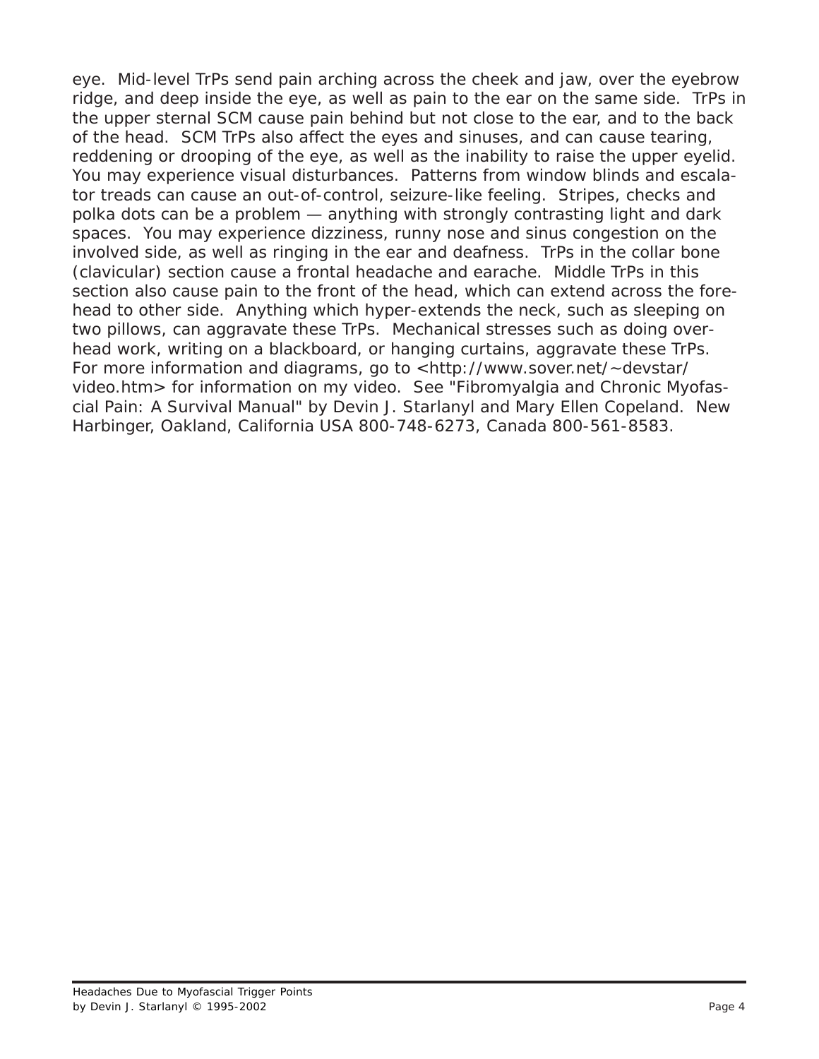eye.  Mid-level TrPs send pain arching across the cheek and jaw, over the eyebrow ridge, and deep inside the eye, as well as pain to the ear on the same side.  TrPs in the upper sternal SCM cause pain behind but not close to the ear, and to the back of the head.  SCM TrPs also affect the eyes and sinuses, and can cause tearing, reddening or drooping of the eye, as well as the inability to raise the upper eyelid. You may experience visual disturbances.  Patterns from window blinds and escalator treads can cause an out-of-control, seizure-like feeling.  Stripes, checks and polka dots can be a problem — anything with strongly contrasting light and dark spaces.  You may experience dizziness, runny nose and sinus congestion on the involved side, as well as ringing in the ear and deafness.  TrPs in the collar bone (clavicular) section cause a frontal headache and earache.  Middle TrPs in this section also cause pain to the front of the head, which can extend across the forehead to other side.  Anything which hyper-extends the neck, such as sleeping on two pillows, can aggravate these TrPs.  Mechanical stresses such as doing overhead work, writing on a blackboard, or hanging curtains, aggravate these TrPs. For more information and diagrams, go to <http://www.sover.net/~devstar/video.htm> for information on my video.  See "Fibromyalgia and Chronic Myofascial Pain: A Survival Manual" by Devin J. Starlanyl and Mary Ellen Copeland.  New Harbinger, Oakland, California USA 800-748-6273, Canada 800-561-8583.